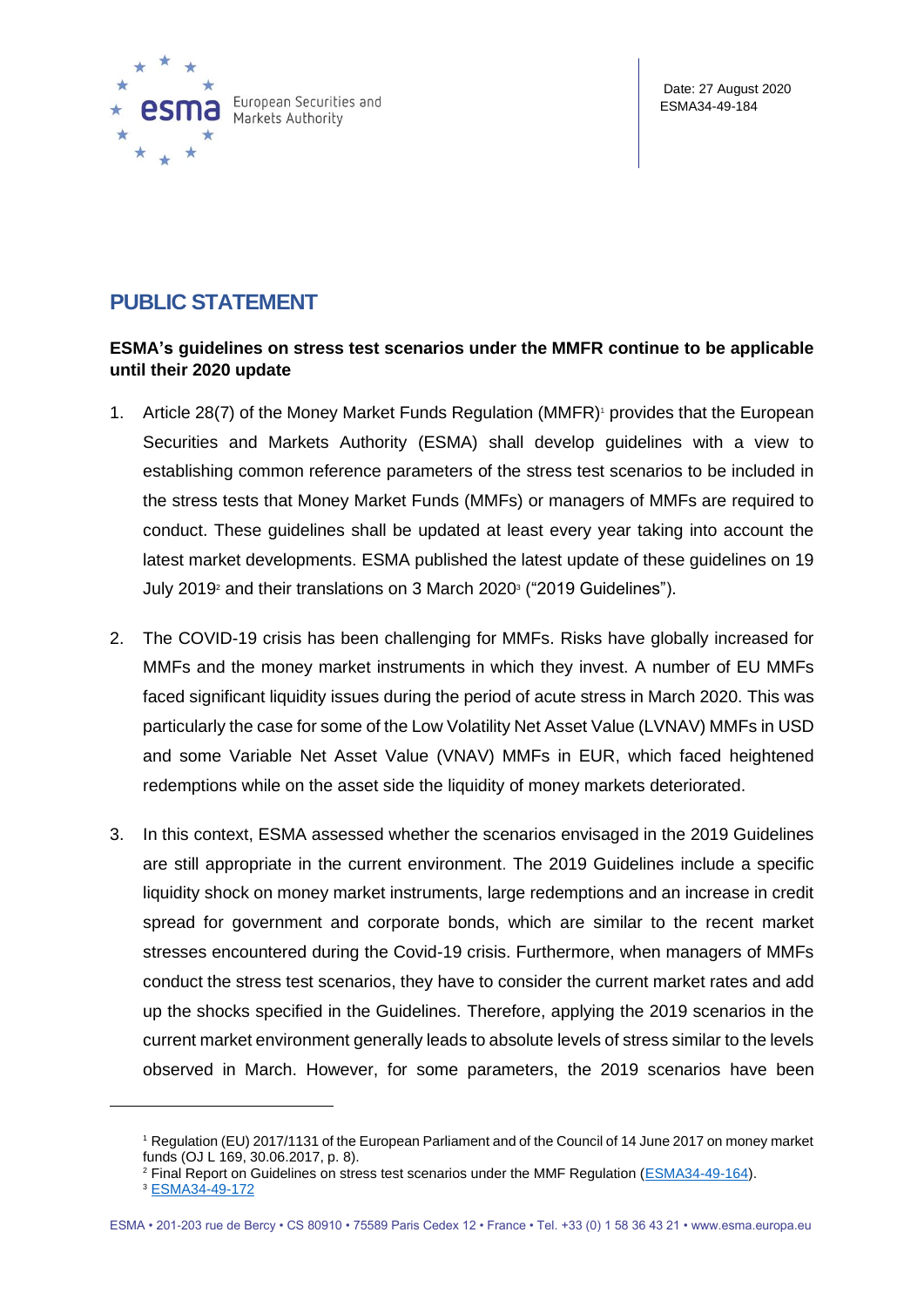Date: 27 August 2020
ESMA34-49-184

# PUBLIC STATEMENT

**ESMA's guidelines on stress test scenarios under the MMFR continue to be applicable until their 2020 update**

1. Article 28(7) of the Money Market Funds Regulation (MMFR)[1] provides that the European Securities and Markets Authority (ESMA) shall develop guidelines with a view to establishing common reference parameters of the stress test scenarios to be included in the stress tests that Money Market Funds (MMFs) or managers of MMFs are required to conduct. These guidelines shall be updated at least every year taking into account the latest market developments. ESMA published the latest update of these guidelines on 19 July 2019[2] and their translations on 3 March 2020[3] ("2019 Guidelines").

2. The COVID-19 crisis has been challenging for MMFs. Risks have globally increased for MMFs and the money market instruments in which they invest. A number of EU MMFs faced significant liquidity issues during the period of acute stress in March 2020. This was particularly the case for some of the Low Volatility Net Asset Value (LVNAV) MMFs in USD and some Variable Net Asset Value (VNAV) MMFs in EUR, which faced heightened redemptions while on the asset side the liquidity of money markets deteriorated.

3. In this context, ESMA assessed whether the scenarios envisaged in the 2019 Guidelines are still appropriate in the current environment. The 2019 Guidelines include a specific liquidity shock on money market instruments, large redemptions and an increase in credit spread for government and corporate bonds, which are similar to the recent market stresses encountered during the Covid-19 crisis. Furthermore, when managers of MMFs conduct the stress test scenarios, they have to consider the current market rates and add up the shocks specified in the Guidelines. Therefore, applying the 2019 scenarios in the current market environment generally leads to absolute levels of stress similar to the levels observed in March. However, for some parameters, the 2019 scenarios have been

---

[1] Regulation (EU) 2017/1131 of the European Parliament and of the Council of 14 June 2017 on money market funds (OJ L 169, 30.06.2017, p. 8).

[2] Final Report on Guidelines on stress test scenarios under the MMF Regulation (ESMA34-49-164).

[3] ESMA34-49-172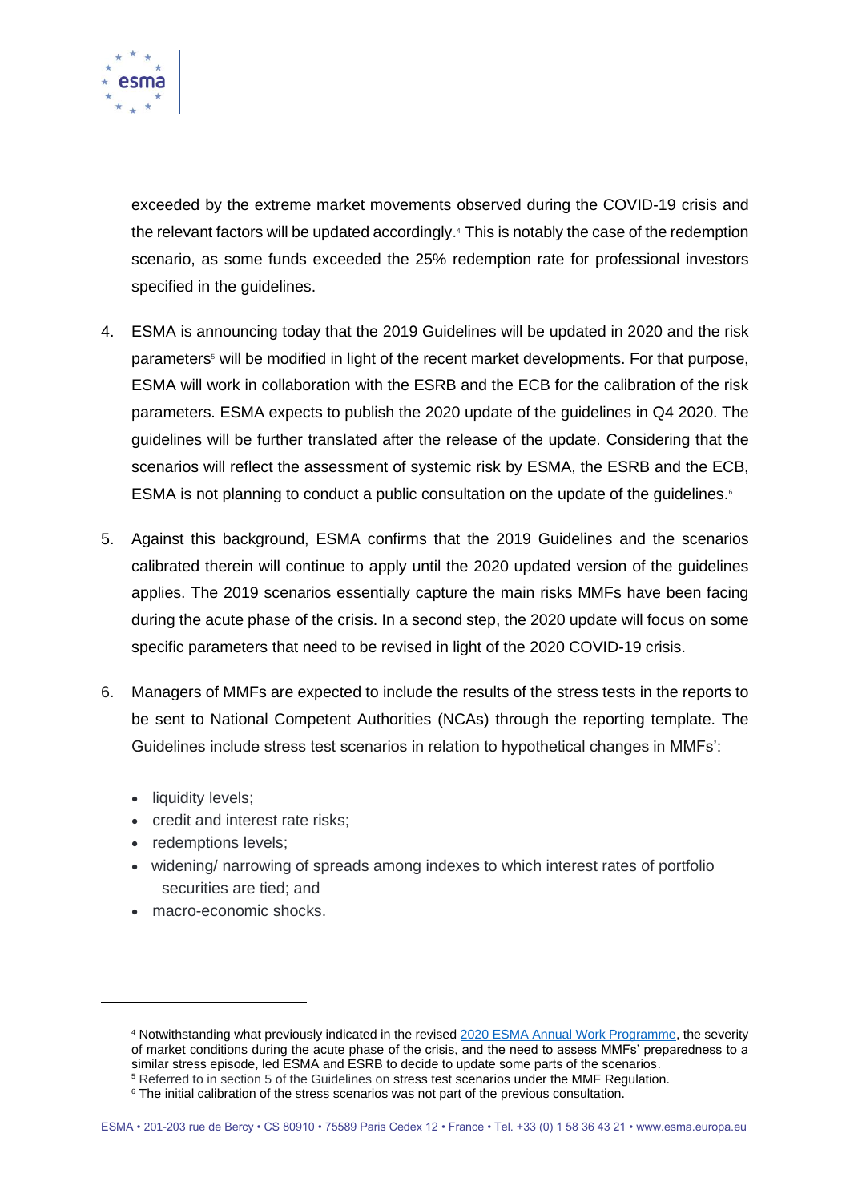exceeded by the extreme market movements observed during the COVID-19 crisis and the relevant factors will be updated accordingly.[4] This is notably the case of the redemption scenario, as some funds exceeded the 25% redemption rate for professional investors specified in the guidelines.

4. ESMA is announcing today that the 2019 Guidelines will be updated in 2020 and the risk parameters[5] will be modified in light of the recent market developments. For that purpose, ESMA will work in collaboration with the ESRB and the ECB for the calibration of the risk parameters. ESMA expects to publish the 2020 update of the guidelines in Q4 2020. The guidelines will be further translated after the release of the update. Considering that the scenarios will reflect the assessment of systemic risk by ESMA, the ESRB and the ECB, ESMA is not planning to conduct a public consultation on the update of the guidelines.[6]

5. Against this background, ESMA confirms that the 2019 Guidelines and the scenarios calibrated therein will continue to apply until the 2020 updated version of the guidelines applies. The 2019 scenarios essentially capture the main risks MMFs have been facing during the acute phase of the crisis. In a second step, the 2020 update will focus on some specific parameters that need to be revised in light of the 2020 COVID-19 crisis.

6. Managers of MMFs are expected to include the results of the stress tests in the reports to be sent to National Competent Authorities (NCAs) through the reporting template. The Guidelines include stress test scenarios in relation to hypothetical changes in MMFs':

   - liquidity levels;
   - credit and interest rate risks;
   - redemptions levels;
   - widening/ narrowing of spreads among indexes to which interest rates of portfolio securities are tied; and
   - macro-economic shocks.

---

[4] Notwithstanding what previously indicated in the revised 2020 ESMA Annual Work Programme, the severity of market conditions during the acute phase of the crisis, and the need to assess MMFs' preparedness to a similar stress episode, led ESMA and ESRB to decide to update some parts of the scenarios.

[5] Referred to in section 5 of the Guidelines on stress test scenarios under the MMF Regulation.

[6] The initial calibration of the stress scenarios was not part of the previous consultation.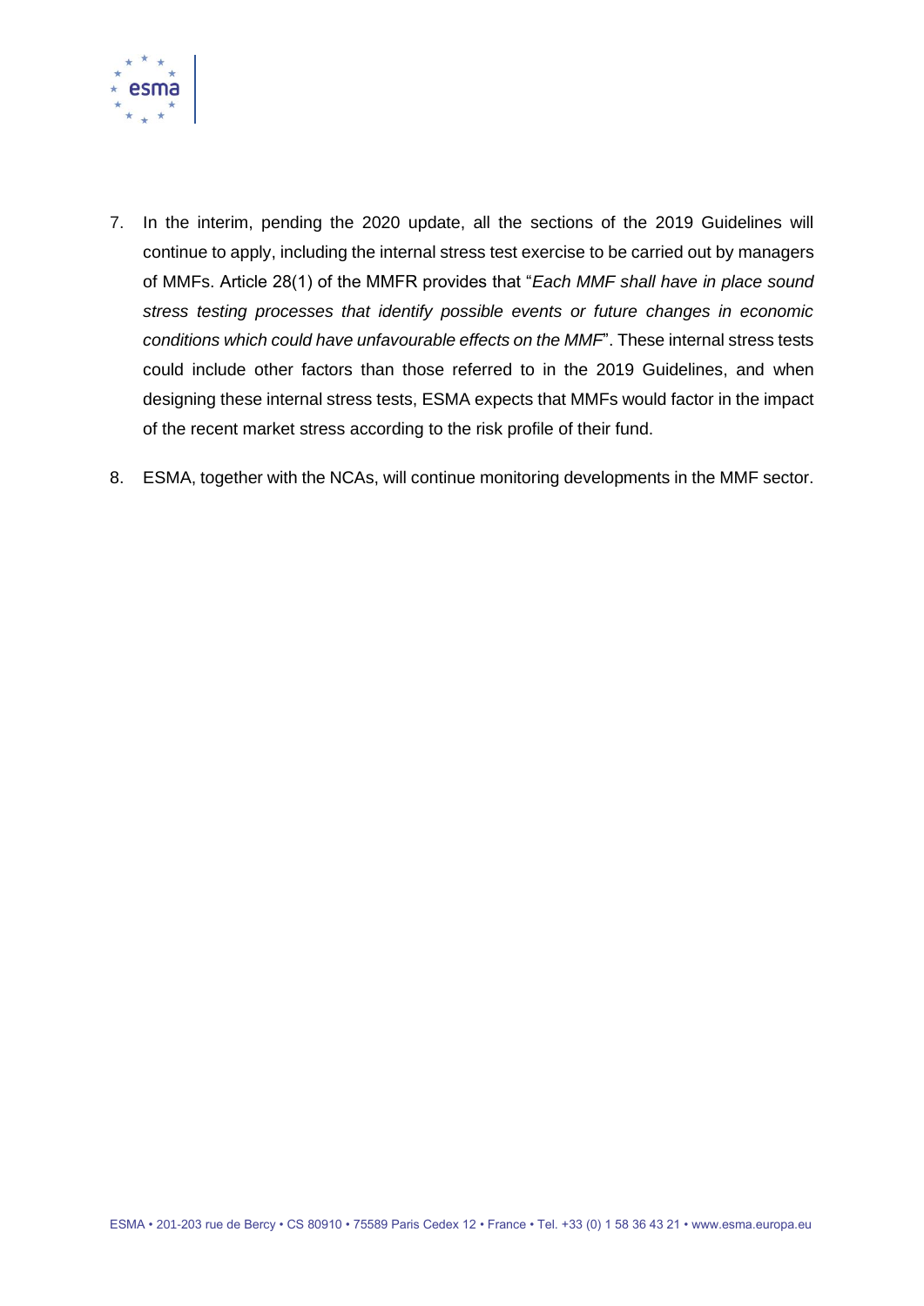7. In the interim, pending the 2020 update, all the sections of the 2019 Guidelines will continue to apply, including the internal stress test exercise to be carried out by managers of MMFs. Article 28(1) of the MMFR provides that "*Each MMF shall have in place sound stress testing processes that identify possible events or future changes in economic conditions which could have unfavourable effects on the MMF*". These internal stress tests could include other factors than those referred to in the 2019 Guidelines, and when designing these internal stress tests, ESMA expects that MMFs would factor in the impact of the recent market stress according to the risk profile of their fund.

8. ESMA, together with the NCAs, will continue monitoring developments in the MMF sector.